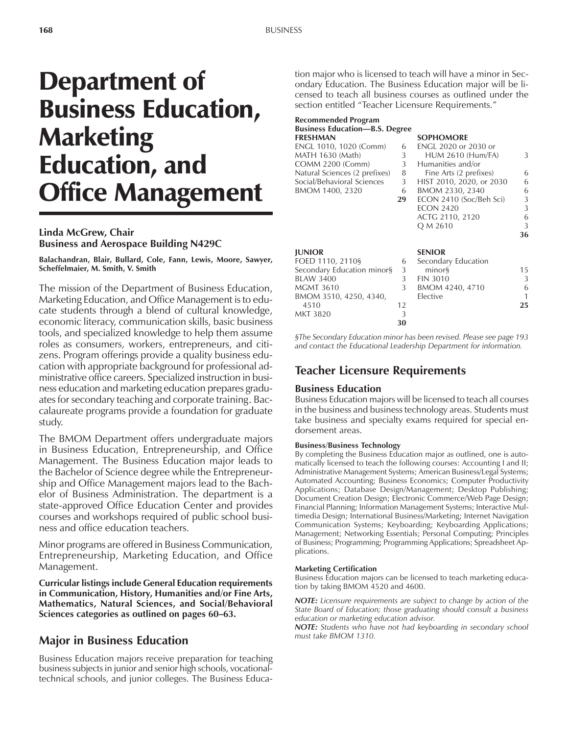# Department of Business Education, Marketing Education, and Office Management

**Linda McGrew, Chair**
**Business and Aerospace Building N429C**

**Balachandran, Blair, Bullard, Cole, Fann, Lewis, Moore, Sawyer, Scheffelmaier, M. Smith, V. Smith**

The mission of the Department of Business Education, Marketing Education, and Office Management is to educate students through a blend of cultural knowledge, economic literacy, communication skills, basic business tools, and specialized knowledge to help them assume roles as consumers, workers, entrepreneurs, and citizens. Program offerings provide a quality business education with appropriate background for professional administrative office careers. Specialized instruction in business education and marketing education prepares graduates for secondary teaching and corporate training. Baccalaureate programs provide a foundation for graduate study.

The BMOM Department offers undergraduate majors in Business Education, Entrepreneurship, and Office Management. The Business Education major leads to the Bachelor of Science degree while the Entrepreneurship and Office Management majors lead to the Bachelor of Business Administration. The department is a state-approved Office Education Center and provides courses and workshops required of public school business and office education teachers.

Minor programs are offered in Business Communication, Entrepreneurship, Marketing Education, and Office Management.

**Curricular listings include General Education requirements in Communication, History, Humanities and/or Fine Arts, Mathematics, Natural Sciences, and Social/Behavioral Sciences categories as outlined on pages 60–63.**

## Major in Business Education

Business Education majors receive preparation for teaching business subjects in junior and senior high schools, vocational-technical schools, and junior colleges. The Business Education major who is licensed to teach will have a minor in Secondary Education. The Business Education major will be licensed to teach all business courses as outlined under the section entitled "Teacher Licensure Requirements."

**Recommended Program**
**Business Education—B.S. Degree**

| FRESHMAN | | SOPHOMORE | |
|---|---|---|---|
| ENGL 1010, 1020 (Comm) | 6 | ENGL 2020 or 2030 or HUM 2610 (Hum/FA) | 3 |
| MATH 1630 (Math) | 3 | Humanities and/or Fine Arts (2 prefixes) | 6 |
| COMM 2200 (Comm) | 3 | HIST 2010, 2020, or 2030 | 6 |
| Natural Sciences (2 prefixes) | 8 | BMOM 2330, 2340 | 6 |
| Social/Behavioral Sciences | 3 | ECON 2410 (Soc/Beh Sci) | 3 |
| BMOM 1400, 2320 | 6 | ECON 2420 | 3 |
| | **29** | ACTG 2110, 2120 | 6 |
| | | Q M 2610 | 3 |
| | | | **36** |

| JUNIOR | | SENIOR | |
|---|---|---|---|
| FOED 1110, 2110§ | 6 | Secondary Education minor§ | 15 |
| Secondary Education minor§ | 3 | FIN 3010 | 3 |
| BLAW 3400 | 3 | BMOM 4240, 4710 | 6 |
| MGMT 3610 | 3 | Elective | 1 |
| BMOM 3510, 4250, 4340, 4510 | 12 | | **25** |
| MKT 3820 | 3 | | |
| | **30** | | |

*§The Secondary Education minor has been revised. Please see page 193 and contact the Educational Leadership Department for information.*

## Teacher Licensure Requirements

### Business Education

Business Education majors will be licensed to teach all courses in the business and business technology areas. Students must take business and specialty exams required for special endorsement areas.

#### Business/Business Technology

By completing the Business Education major as outlined, one is automatically licensed to teach the following courses: Accounting I and II; Administrative Management Systems; American Business/Legal Systems; Automated Accounting; Business Economics; Computer Productivity Applications; Database Design/Management; Desktop Publishing; Document Creation Design; Electronic Commerce/Web Page Design; Financial Planning; Information Management Systems; Interactive Multimedia Design; International Business/Marketing; Internet Navigation Communication Systems; Keyboarding; Keyboarding Applications; Management; Networking Essentials; Personal Computing; Principles of Business; Programming; Programming Applications; Spreadsheet Applications.

#### Marketing Certification

Business Education majors can be licensed to teach marketing education by taking BMOM 4520 and 4600.

***NOTE:*** *Licensure requirements are subject to change by action of the State Board of Education; those graduating should consult a business education or marketing education advisor.*

***NOTE:*** *Students who have not had keyboarding in secondary school must take BMOM 1310.*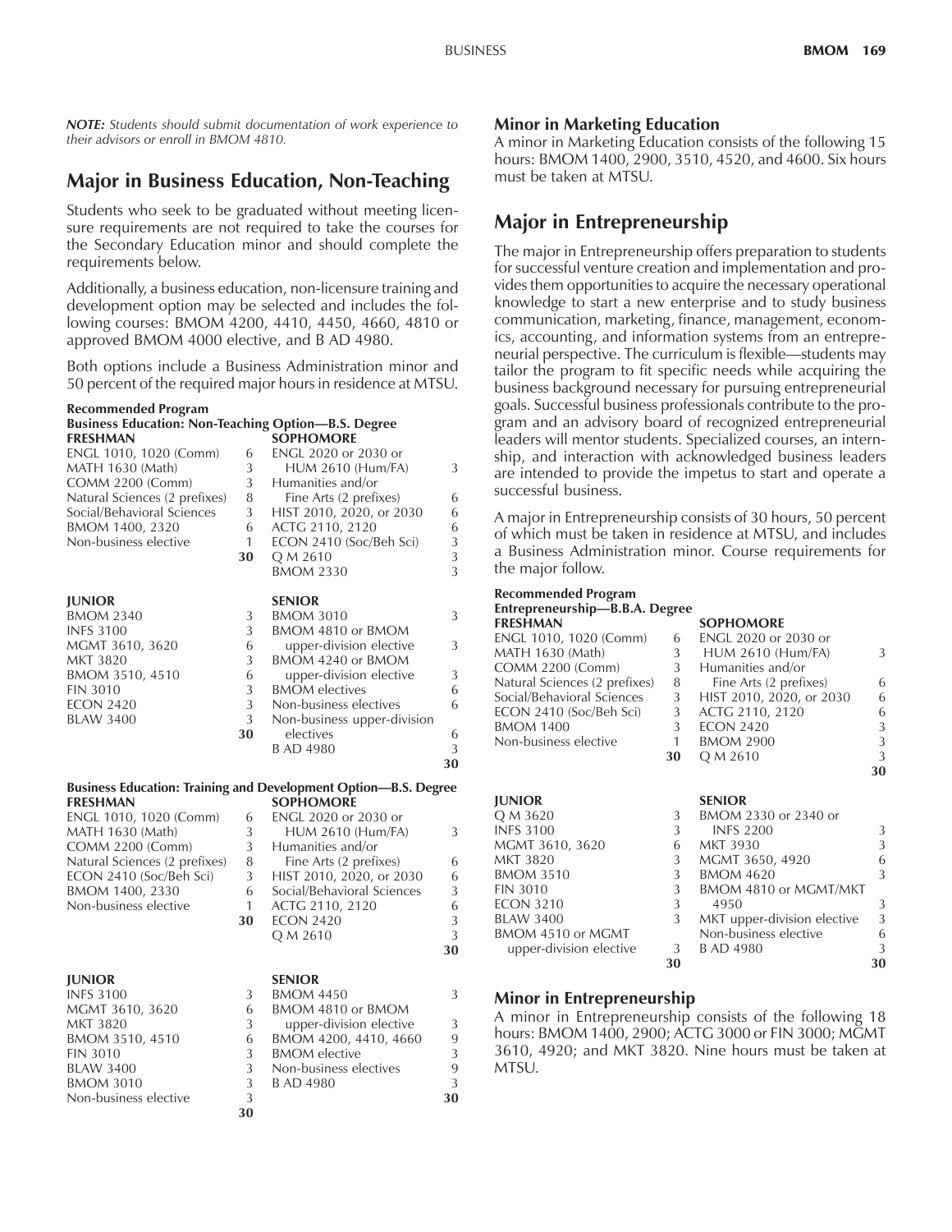*NOTE: Students should submit documentation of work experience to their advisors or enroll in BMOM 4810.*

## Major in Business Education, Non-Teaching

Students who seek to be graduated without meeting licensure requirements are not required to take the courses for the Secondary Education minor and should complete the requirements below.

Additionally, a business education, non-licensure training and development option may be selected and includes the following courses: BMOM 4200, 4410, 4450, 4660, 4810 or approved BMOM 4000 elective, and B AD 4980.

Both options include a Business Administration minor and 50 percent of the required major hours in residence at MTSU.

**Recommended Program**
**Business Education: Non-Teaching Option—B.S. Degree**

| FRESHMAN | | SOPHOMORE | |
|---|---|---|---|
| ENGL 1010, 1020 (Comm) | 6 | ENGL 2020 or 2030 or HUM 2610 (Hum/FA) | 3 |
| MATH 1630 (Math) | 3 | Humanities and/or Fine Arts (2 prefixes) | 6 |
| COMM 2200 (Comm) | 3 | HIST 2010, 2020, or 2030 | 6 |
| Natural Sciences (2 prefixes) | 8 | ACTG 2110, 2120 | 6 |
| Social/Behavioral Sciences | 3 | ECON 2410 (Soc/Beh Sci) | 3 |
| BMOM 1400, 2320 | 6 | Q M 2610 | 3 |
| Non-business elective | 1 | BMOM 2330 | 3 |
| | **30** | | |

| JUNIOR | | SENIOR | |
|---|---|---|---|
| BMOM 2340 | 3 | BMOM 3010 | 3 |
| INFS 3100 | 3 | BMOM 4810 or BMOM upper-division elective | 3 |
| MGMT 3610, 3620 | 6 | BMOM 4240 or BMOM upper-division elective | 3 |
| MKT 3820 | 3 | BMOM electives | 6 |
| BMOM 3510, 4510 | 6 | Non-business electives | 6 |
| FIN 3010 | 3 | Non-business upper-division electives | 6 |
| ECON 2420 | 3 | B AD 4980 | 3 |
| BLAW 3400 | 3 | | **30** |
| | **30** | | |

**Business Education: Training and Development Option—B.S. Degree**

| FRESHMAN | | SOPHOMORE | |
|---|---|---|---|
| ENGL 1010, 1020 (Comm) | 6 | ENGL 2020 or 2030 or HUM 2610 (Hum/FA) | 3 |
| MATH 1630 (Math) | 3 | Humanities and/or Fine Arts (2 prefixes) | 6 |
| COMM 2200 (Comm) | 3 | HIST 2010, 2020, or 2030 | 6 |
| Natural Sciences (2 prefixes) | 8 | Social/Behavioral Sciences | 3 |
| ECON 2410 (Soc/Beh Sci) | 3 | ACTG 2110, 2120 | 6 |
| BMOM 1400, 2330 | 6 | ECON 2420 | 3 |
| Non-business elective | 1 | Q M 2610 | 3 |
| | **30** | | **30** |

| JUNIOR | | SENIOR | |
|---|---|---|---|
| INFS 3100 | 3 | BMOM 4450 | 3 |
| MGMT 3610, 3620 | 6 | BMOM 4810 or BMOM upper-division elective | 3 |
| MKT 3820 | 3 | BMOM 4200, 4410, 4660 | 9 |
| BMOM 3510, 4510 | 6 | BMOM elective | 3 |
| FIN 3010 | 3 | Non-business electives | 9 |
| BLAW 3400 | 3 | B AD 4980 | 3 |
| BMOM 3010 | 3 | | **30** |
| Non-business elective | 3 | | |
| | **30** | | |

### Minor in Marketing Education

A minor in Marketing Education consists of the following 15 hours: BMOM 1400, 2900, 3510, 4520, and 4600. Six hours must be taken at MTSU.

## Major in Entrepreneurship

The major in Entrepreneurship offers preparation to students for successful venture creation and implementation and provides them opportunities to acquire the necessary operational knowledge to start a new enterprise and to study business communication, marketing, finance, management, economics, accounting, and information systems from an entrepreneurial perspective. The curriculum is flexible—students may tailor the program to fit specific needs while acquiring the business background necessary for pursuing entrepreneurial goals. Successful business professionals contribute to the program and an advisory board of recognized entrepreneurial leaders will mentor students. Specialized courses, an internship, and interaction with acknowledged business leaders are intended to provide the impetus to start and operate a successful business.

A major in Entrepreneurship consists of 30 hours, 50 percent of which must be taken in residence at MTSU, and includes a Business Administration minor. Course requirements for the major follow.

**Recommended Program**
**Entrepreneurship—B.B.A. Degree**

| FRESHMAN | | SOPHOMORE | |
|---|---|---|---|
| ENGL 1010, 1020 (Comm) | 6 | ENGL 2020 or 2030 or HUM 2610 (Hum/FA) | 3 |
| MATH 1630 (Math) | 3 | Humanities and/or Fine Arts (2 prefixes) | 6 |
| COMM 2200 (Comm) | 3 | HIST 2010, 2020, or 2030 | 6 |
| Natural Sciences (2 prefixes) | 8 | ACTG 2110, 2120 | 6 |
| Social/Behavioral Sciences | 3 | ECON 2420 | 3 |
| ECON 2410 (Soc/Beh Sci) | 3 | BMOM 2900 | 3 |
| BMOM 1400 | 3 | Q M 2610 | 3 |
| Non-business elective | 1 | | **30** |
| | **30** | | |

| JUNIOR | | SENIOR | |
|---|---|---|---|
| Q M 3620 | 3 | BMOM 2330 or 2340 or INFS 2200 | 3 |
| INFS 3100 | 3 | MKT 3930 | 3 |
| MGMT 3610, 3620 | 6 | MGMT 3650, 4920 | 6 |
| MKT 3820 | 3 | BMOM 4620 | 3 |
| BMOM 3510 | 3 | BMOM 4810 or MGMT/MKT 4950 | 3 |
| FIN 3010 | 3 | MKT upper-division elective | 3 |
| ECON 3210 | 3 | Non-business elective | 6 |
| BLAW 3400 | 3 | B AD 4980 | 3 |
| BMOM 4510 or MGMT upper-division elective | 3 | | **30** |
| | **30** | | |

### Minor in Entrepreneurship

A minor in Entrepreneurship consists of the following 18 hours: BMOM 1400, 2900; ACTG 3000 or FIN 3000; MGMT 3610, 4920; and MKT 3820. Nine hours must be taken at MTSU.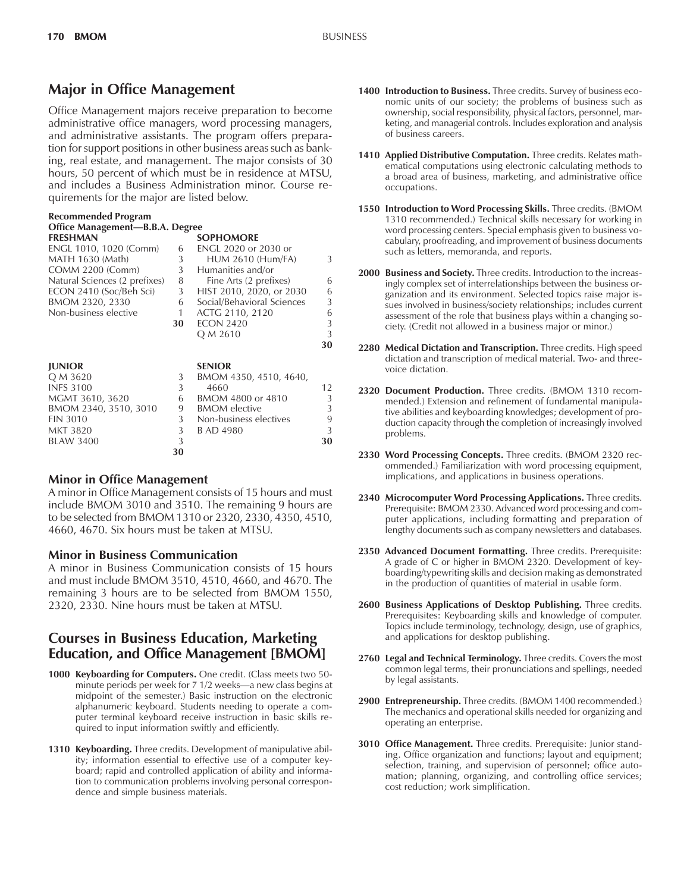## Major in Office Management

Office Management majors receive preparation to become administrative office managers, word processing managers, and administrative assistants. The program offers preparation for support positions in other business areas such as banking, real estate, and management. The major consists of 30 hours, 50 percent of which must be in residence at MTSU, and includes a Business Administration minor. Course requirements for the major are listed below.

**Recommended Program**
**Office Management—B.B.A. Degree**

| **FRESHMAN** | | **SOPHOMORE** | |
|---|---|---|---|
| ENGL 1010, 1020 (Comm) | 6 | ENGL 2020 or 2030 or HUM 2610 (Hum/FA) | 3 |
| MATH 1630 (Math) | 3 | Humanities and/or Fine Arts (2 prefixes) | 6 |
| COMM 2200 (Comm) | 3 | HIST 2010, 2020, or 2030 | 6 |
| Natural Sciences (2 prefixes) | 8 | Social/Behavioral Sciences | 3 |
| ECON 2410 (Soc/Beh Sci) | 3 | ACTG 2110, 2120 | 6 |
| BMOM 2320, 2330 | 6 | ECON 2420 | 3 |
| Non-business elective | 1 | Q M 2610 | 3 |
| | **30** | | **30** |

| **JUNIOR** | | **SENIOR** | |
|---|---|---|---|
| Q M 3620 | 3 | BMOM 4350, 4510, 4640, 4660 | 12 |
| INFS 3100 | 3 | BMOM 4800 or 4810 | 3 |
| MGMT 3610, 3620 | 6 | BMOM elective | 3 |
| BMOM 2340, 3510, 3010 | 9 | Non-business electives | 9 |
| FIN 3010 | 3 | B AD 4980 | 3 |
| MKT 3820 | 3 | | **30** |
| BLAW 3400 | 3 | | |
| | **30** | | |

### Minor in Office Management

A minor in Office Management consists of 15 hours and must include BMOM 3010 and 3510. The remaining 9 hours are to be selected from BMOM 1310 or 2320, 2330, 4350, 4510, 4660, 4670. Six hours must be taken at MTSU.

### Minor in Business Communication

A minor in Business Communication consists of 15 hours and must include BMOM 3510, 4510, 4660, and 4670. The remaining 3 hours are to be selected from BMOM 1550, 2320, 2330. Nine hours must be taken at MTSU.

## Courses in Business Education, Marketing Education, and Office Management [BMOM]

**1000 Keyboarding for Computers.** One credit. (Class meets two 50-minute periods per week for 7 1/2 weeks—a new class begins at midpoint of the semester.) Basic instruction on the electronic alphanumeric keyboard. Students needing to operate a computer terminal keyboard receive instruction in basic skills required to input information swiftly and efficiently.

**1310 Keyboarding.** Three credits. Development of manipulative ability; information essential to effective use of a computer keyboard; rapid and controlled application of ability and information to communication problems involving personal correspondence and simple business materials.

**1400 Introduction to Business.** Three credits. Survey of business economic units of our society; the problems of business such as ownership, social responsibility, physical factors, personnel, marketing, and managerial controls. Includes exploration and analysis of business careers.

**1410 Applied Distributive Computation.** Three credits. Relates mathematical computations using electronic calculating methods to a broad area of business, marketing, and administrative office occupations.

**1550 Introduction to Word Processing Skills.** Three credits. (BMOM 1310 recommended.) Technical skills necessary for working in word processing centers. Special emphasis given to business vocabulary, proofreading, and improvement of business documents such as letters, memoranda, and reports.

**2000 Business and Society.** Three credits. Introduction to the increasingly complex set of interrelationships between the business organization and its environment. Selected topics raise major issues involved in business/society relationships; includes current assessment of the role that business plays within a changing society. (Credit not allowed in a business major or minor.)

**2280 Medical Dictation and Transcription.** Three credits. High speed dictation and transcription of medical material. Two- and three-voice dictation.

**2320 Document Production.** Three credits. (BMOM 1310 recommended.) Extension and refinement of fundamental manipulative abilities and keyboarding knowledges; development of production capacity through the completion of increasingly involved problems.

**2330 Word Processing Concepts.** Three credits. (BMOM 2320 recommended.) Familiarization with word processing equipment, implications, and applications in business operations.

**2340 Microcomputer Word Processing Applications.** Three credits. Prerequisite: BMOM 2330. Advanced word processing and computer applications, including formatting and preparation of lengthy documents such as company newsletters and databases.

**2350 Advanced Document Formatting.** Three credits. Prerequisite: A grade of C or higher in BMOM 2320. Development of keyboarding/typewriting skills and decision making as demonstrated in the production of quantities of material in usable form.

**2600 Business Applications of Desktop Publishing.** Three credits. Prerequisites: Keyboarding skills and knowledge of computer. Topics include terminology, technology, design, use of graphics, and applications for desktop publishing.

**2760 Legal and Technical Terminology.** Three credits. Covers the most common legal terms, their pronunciations and spellings, needed by legal assistants.

**2900 Entrepreneurship.** Three credits. (BMOM 1400 recommended.) The mechanics and operational skills needed for organizing and operating an enterprise.

**3010 Office Management.** Three credits. Prerequisite: Junior standing. Office organization and functions; layout and equipment; selection, training, and supervision of personnel; office automation; planning, organizing, and controlling office services; cost reduction; work simplification.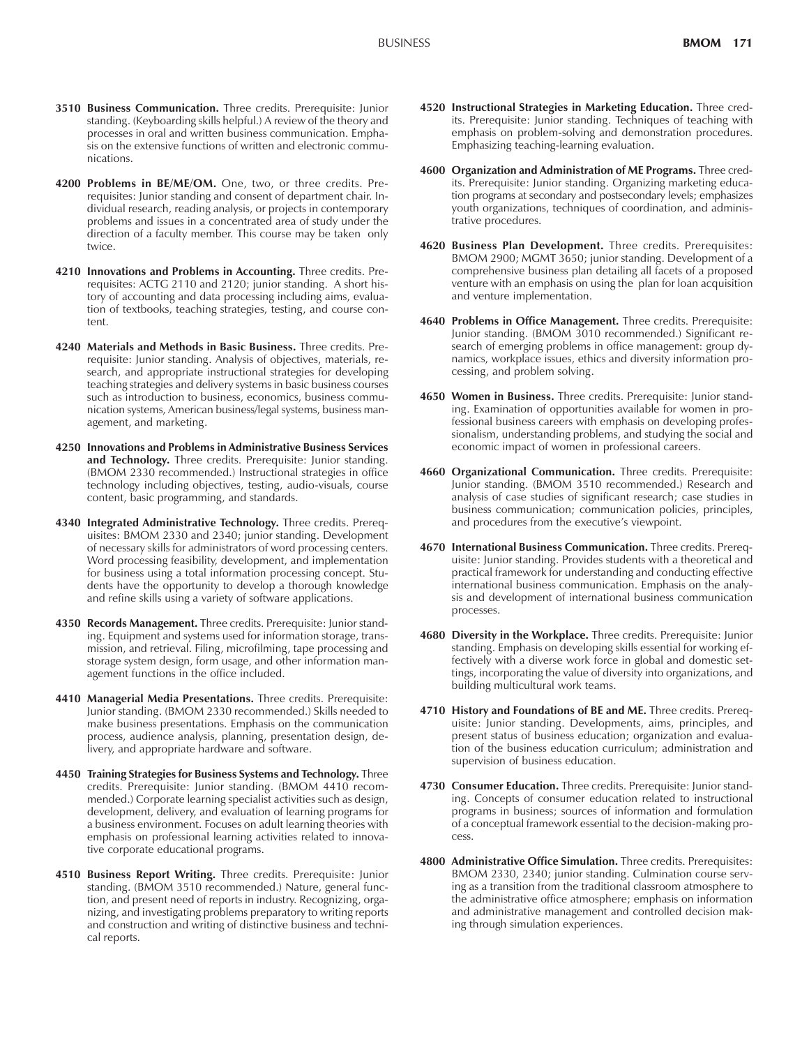**3510 Business Communication.** Three credits. Prerequisite: Junior standing. (Keyboarding skills helpful.) A review of the theory and processes in oral and written business communication. Emphasis on the extensive functions of written and electronic communications.

**4200 Problems in BE/ME/OM.** One, two, or three credits. Prerequisites: Junior standing and consent of department chair. Individual research, reading analysis, or projects in contemporary problems and issues in a concentrated area of study under the direction of a faculty member. This course may be taken only twice.

**4210 Innovations and Problems in Accounting.** Three credits. Prerequisites: ACTG 2110 and 2120; junior standing. A short history of accounting and data processing including aims, evaluation of textbooks, teaching strategies, testing, and course content.

**4240 Materials and Methods in Basic Business.** Three credits. Prerequisite: Junior standing. Analysis of objectives, materials, research, and appropriate instructional strategies for developing teaching strategies and delivery systems in basic business courses such as introduction to business, economics, business communication systems, American business/legal systems, business management, and marketing.

**4250 Innovations and Problems in Administrative Business Services and Technology.** Three credits. Prerequisite: Junior standing. (BMOM 2330 recommended.) Instructional strategies in office technology including objectives, testing, audio-visuals, course content, basic programming, and standards.

**4340 Integrated Administrative Technology.** Three credits. Prerequisites: BMOM 2330 and 2340; junior standing. Development of necessary skills for administrators of word processing centers. Word processing feasibility, development, and implementation for business using a total information processing concept. Students have the opportunity to develop a thorough knowledge and refine skills using a variety of software applications.

**4350 Records Management.** Three credits. Prerequisite: Junior standing. Equipment and systems used for information storage, transmission, and retrieval. Filing, microfilming, tape processing and storage system design, form usage, and other information management functions in the office included.

**4410 Managerial Media Presentations.** Three credits. Prerequisite: Junior standing. (BMOM 2330 recommended.) Skills needed to make business presentations. Emphasis on the communication process, audience analysis, planning, presentation design, delivery, and appropriate hardware and software.

**4450 Training Strategies for Business Systems and Technology.** Three credits. Prerequisite: Junior standing. (BMOM 4410 recommended.) Corporate learning specialist activities such as design, development, delivery, and evaluation of learning programs for a business environment. Focuses on adult learning theories with emphasis on professional learning activities related to innovative corporate educational programs.

**4510 Business Report Writing.** Three credits. Prerequisite: Junior standing. (BMOM 3510 recommended.) Nature, general function, and present need of reports in industry. Recognizing, organizing, and investigating problems preparatory to writing reports and construction and writing of distinctive business and technical reports.

**4520 Instructional Strategies in Marketing Education.** Three credits. Prerequisite: Junior standing. Techniques of teaching with emphasis on problem-solving and demonstration procedures. Emphasizing teaching-learning evaluation.

**4600 Organization and Administration of ME Programs.** Three credits. Prerequisite: Junior standing. Organizing marketing education programs at secondary and postsecondary levels; emphasizes youth organizations, techniques of coordination, and administrative procedures.

**4620 Business Plan Development.** Three credits. Prerequisites: BMOM 2900; MGMT 3650; junior standing. Development of a comprehensive business plan detailing all facets of a proposed venture with an emphasis on using the plan for loan acquisition and venture implementation.

**4640 Problems in Office Management.** Three credits. Prerequisite: Junior standing. (BMOM 3010 recommended.) Significant research of emerging problems in office management: group dynamics, workplace issues, ethics and diversity information processing, and problem solving.

**4650 Women in Business.** Three credits. Prerequisite: Junior standing. Examination of opportunities available for women in professional business careers with emphasis on developing professionalism, understanding problems, and studying the social and economic impact of women in professional careers.

**4660 Organizational Communication.** Three credits. Prerequisite: Junior standing. (BMOM 3510 recommended.) Research and analysis of case studies of significant research; case studies in business communication; communication policies, principles, and procedures from the executive's viewpoint.

**4670 International Business Communication.** Three credits. Prerequisite: Junior standing. Provides students with a theoretical and practical framework for understanding and conducting effective international business communication. Emphasis on the analysis and development of international business communication processes.

**4680 Diversity in the Workplace.** Three credits. Prerequisite: Junior standing. Emphasis on developing skills essential for working effectively with a diverse work force in global and domestic settings, incorporating the value of diversity into organizations, and building multicultural work teams.

**4710 History and Foundations of BE and ME.** Three credits. Prerequisite: Junior standing. Developments, aims, principles, and present status of business education; organization and evaluation of the business education curriculum; administration and supervision of business education.

**4730 Consumer Education.** Three credits. Prerequisite: Junior standing. Concepts of consumer education related to instructional programs in business; sources of information and formulation of a conceptual framework essential to the decision-making process.

**4800 Administrative Office Simulation.** Three credits. Prerequisites: BMOM 2330, 2340; junior standing. Culmination course serving as a transition from the traditional classroom atmosphere to the administrative office atmosphere; emphasis on information and administrative management and controlled decision making through simulation experiences.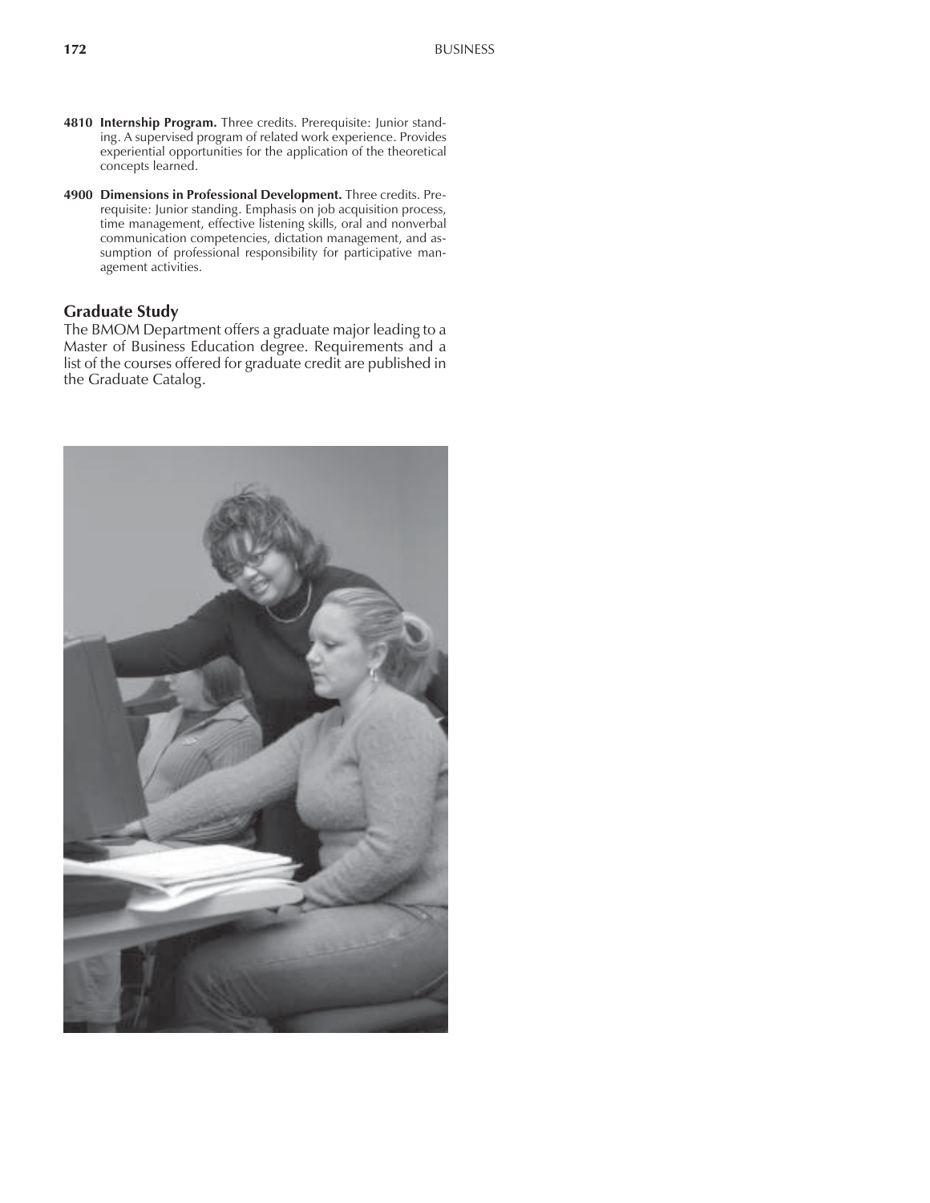**4810 Internship Program.** Three credits. Prerequisite: Junior standing. A supervised program of related work experience. Provides experiential opportunities for the application of the theoretical concepts learned.

**4900 Dimensions in Professional Development.** Three credits. Prerequisite: Junior standing. Emphasis on job acquisition process, time management, effective listening skills, oral and nonverbal communication competencies, dictation management, and assumption of professional responsibility for participative management activities.

## Graduate Study

The BMOM Department offers a graduate major leading to a Master of Business Education degree. Requirements and a list of the courses offered for graduate credit are published in the Graduate Catalog.